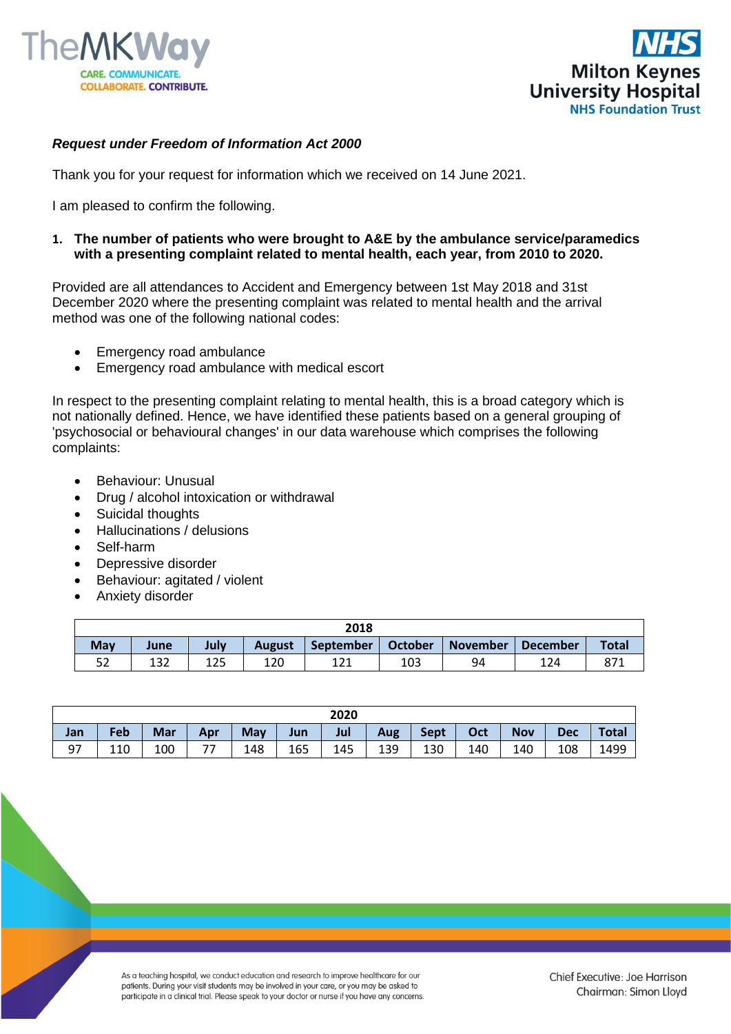***Request under Freedom of Information Act 2000***

Thank you for your request for information which we received on 14 June 2021.

I am pleased to confirm the following.

1. **The number of patients who were brought to A&E by the ambulance service/paramedics with a presenting complaint related to mental health, each year, from 2010 to 2020.**

Provided are all attendances to Accident and Emergency between 1st May 2018 and 31st December 2020 where the presenting complaint was related to mental health and the arrival method was one of the following national codes:

- Emergency road ambulance
- Emergency road ambulance with medical escort

In respect to the presenting complaint relating to mental health, this is a broad category which is not nationally defined. Hence, we have identified these patients based on a general grouping of 'psychosocial or behavioural changes' in our data warehouse which comprises the following complaints:

- Behaviour: Unusual
- Drug / alcohol intoxication or withdrawal
- Suicidal thoughts
- Hallucinations / delusions
- Self-harm
- Depressive disorder
- Behaviour: agitated / violent
- Anxiety disorder

| 2018 | | | | | | | | |
|---|---|---|---|---|---|---|---|---|
| **May** | **June** | **July** | **August** | **September** | **October** | **November** | **December** | **Total** |
| 52 | 132 | 125 | 120 | 121 | 103 | 94 | 124 | 871 |

| 2020 | | | | | | | | | | | | |
|---|---|---|---|---|---|---|---|---|---|---|---|---|
| **Jan** | **Feb** | **Mar** | **Apr** | **May** | **Jun** | **Jul** | **Aug** | **Sept** | **Oct** | **Nov** | **Dec** | **Total** |
| 97 | 110 | 100 | 77 | 148 | 165 | 145 | 139 | 130 | 140 | 140 | 108 | 1499 |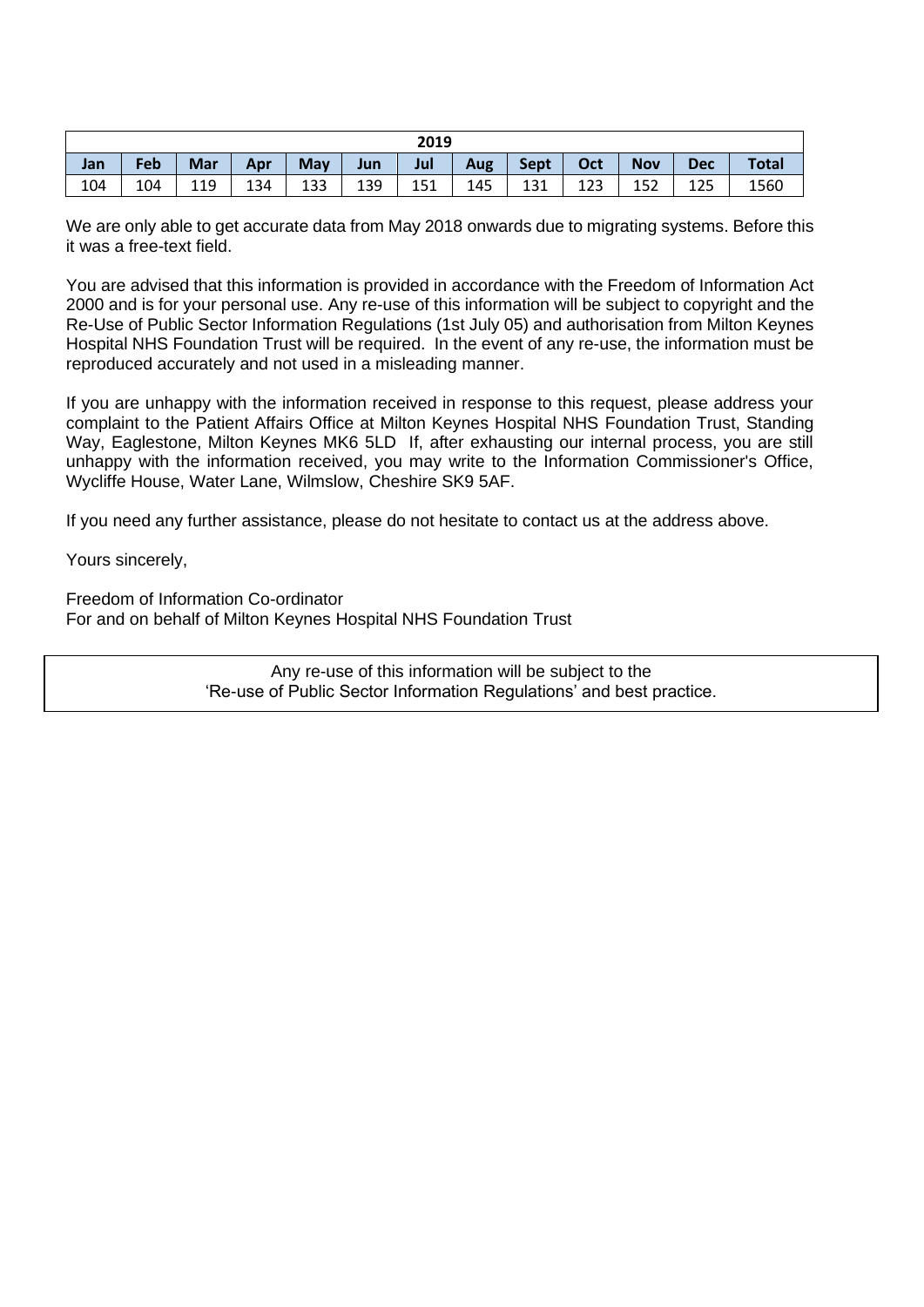| 2019 | | | | | | | | | | | | |
|---|---|---|---|---|---|---|---|---|---|---|---|---|
| **Jan** | **Feb** | **Mar** | **Apr** | **May** | **Jun** | **Jul** | **Aug** | **Sept** | **Oct** | **Nov** | **Dec** | **Total** |
| 104 | 104 | 119 | 134 | 133 | 139 | 151 | 145 | 131 | 123 | 152 | 125 | 1560 |

We are only able to get accurate data from May 2018 onwards due to migrating systems. Before this it was a free-text field.

You are advised that this information is provided in accordance with the Freedom of Information Act 2000 and is for your personal use. Any re-use of this information will be subject to copyright and the Re-Use of Public Sector Information Regulations (1st July 05) and authorisation from Milton Keynes Hospital NHS Foundation Trust will be required. In the event of any re-use, the information must be reproduced accurately and not used in a misleading manner.

If you are unhappy with the information received in response to this request, please address your complaint to the Patient Affairs Office at Milton Keynes Hospital NHS Foundation Trust, Standing Way, Eaglestone, Milton Keynes MK6 5LD If, after exhausting our internal process, you are still unhappy with the information received, you may write to the Information Commissioner's Office, Wycliffe House, Water Lane, Wilmslow, Cheshire SK9 5AF.

If you need any further assistance, please do not hesitate to contact us at the address above.

Yours sincerely,

Freedom of Information Co-ordinator
For and on behalf of Milton Keynes Hospital NHS Foundation Trust

Any re-use of this information will be subject to the
'Re-use of Public Sector Information Regulations' and best practice.